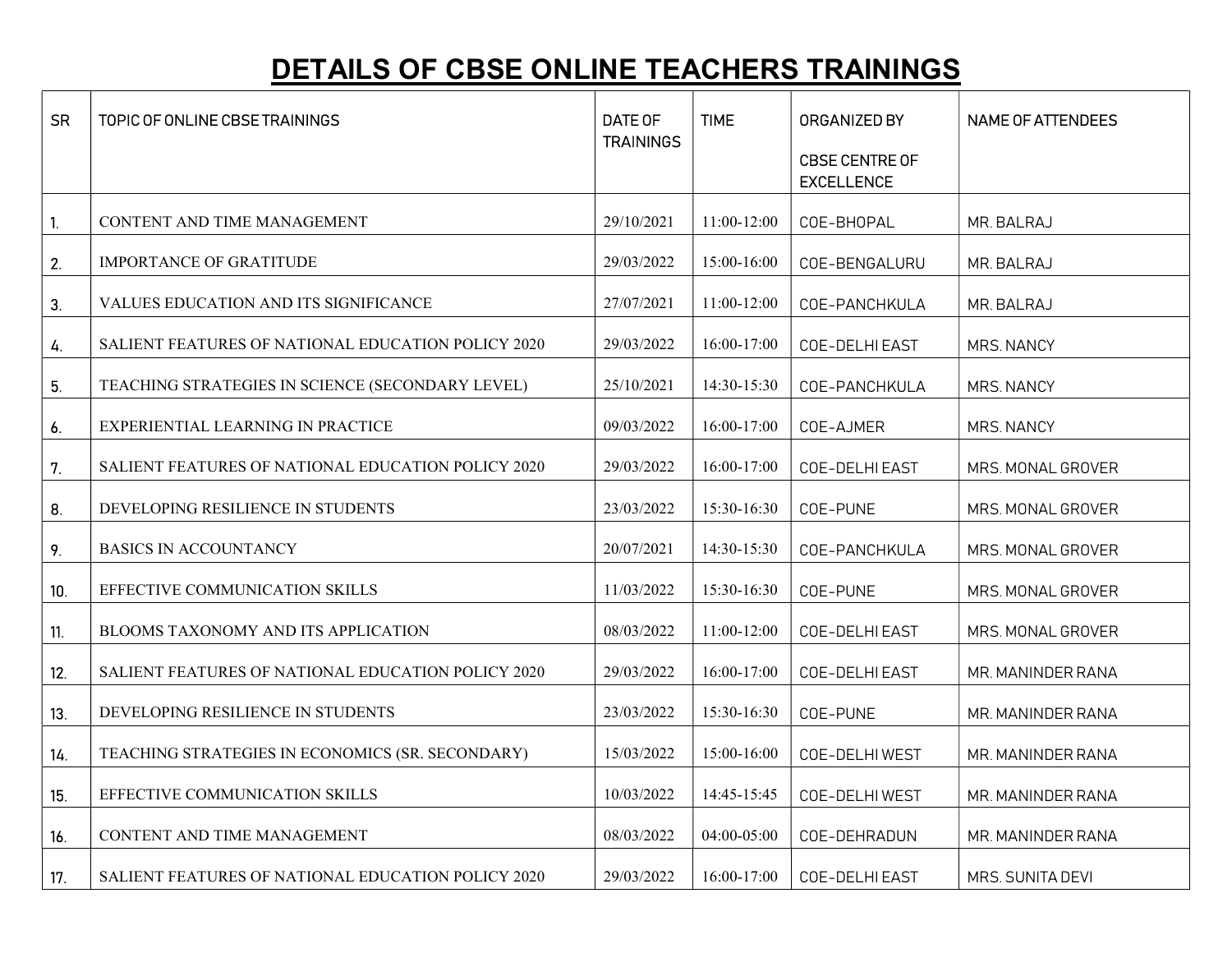# DETAILS OF CBSE ONLINE TEACHERS TRAININGS

| SR | TOPIC OF ONLINE CBSE TRAININGS | DATE OF TRAININGS | TIME | ORGANIZED BY CBSE CENTRE OF EXCELLENCE | NAME OF ATTENDEES |
|---|---|---|---|---|---|
| 1. | CONTENT AND TIME MANAGEMENT | 29/10/2021 | 11:00-12:00 | COE-BHOPAL | MR. BALRAJ |
| 2. | IMPORTANCE OF GRATITUDE | 29/03/2022 | 15:00-16:00 | COE-BENGALURU | MR. BALRAJ |
| 3. | VALUES EDUCATION AND ITS SIGNIFICANCE | 27/07/2021 | 11:00-12:00 | COE-PANCHKULA | MR. BALRAJ |
| 4. | SALIENT FEATURES OF NATIONAL EDUCATION POLICY 2020 | 29/03/2022 | 16:00-17:00 | COE-DELHI EAST | MRS. NANCY |
| 5. | TEACHING STRATEGIES IN SCIENCE (SECONDARY LEVEL) | 25/10/2021 | 14:30-15:30 | COE-PANCHKULA | MRS. NANCY |
| 6. | EXPERIENTIAL LEARNING IN PRACTICE | 09/03/2022 | 16:00-17:00 | COE-AJMER | MRS. NANCY |
| 7. | SALIENT FEATURES OF NATIONAL EDUCATION POLICY 2020 | 29/03/2022 | 16:00-17:00 | COE-DELHI EAST | MRS. MONAL GROVER |
| 8. | DEVELOPING RESILIENCE IN STUDENTS | 23/03/2022 | 15:30-16:30 | COE-PUNE | MRS. MONAL GROVER |
| 9. | BASICS IN ACCOUNTANCY | 20/07/2021 | 14:30-15:30 | COE-PANCHKULA | MRS. MONAL GROVER |
| 10. | EFFECTIVE COMMUNICATION SKILLS | 11/03/2022 | 15:30-16:30 | COE-PUNE | MRS. MONAL GROVER |
| 11. | BLOOMS TAXONOMY AND ITS APPLICATION | 08/03/2022 | 11:00-12:00 | COE-DELHI EAST | MRS. MONAL GROVER |
| 12. | SALIENT FEATURES OF NATIONAL EDUCATION POLICY 2020 | 29/03/2022 | 16:00-17:00 | COE-DELHI EAST | MR. MANINDER RANA |
| 13. | DEVELOPING RESILIENCE IN STUDENTS | 23/03/2022 | 15:30-16:30 | COE-PUNE | MR. MANINDER RANA |
| 14. | TEACHING STRATEGIES IN ECONOMICS (SR. SECONDARY) | 15/03/2022 | 15:00-16:00 | COE-DELHI WEST | MR. MANINDER RANA |
| 15. | EFFECTIVE COMMUNICATION SKILLS | 10/03/2022 | 14:45-15:45 | COE-DELHI WEST | MR. MANINDER RANA |
| 16. | CONTENT AND TIME MANAGEMENT | 08/03/2022 | 04:00-05:00 | COE-DEHRADUN | MR. MANINDER RANA |
| 17. | SALIENT FEATURES OF NATIONAL EDUCATION POLICY 2020 | 29/03/2022 | 16:00-17:00 | COE-DELHI EAST | MRS. SUNITA DEVI |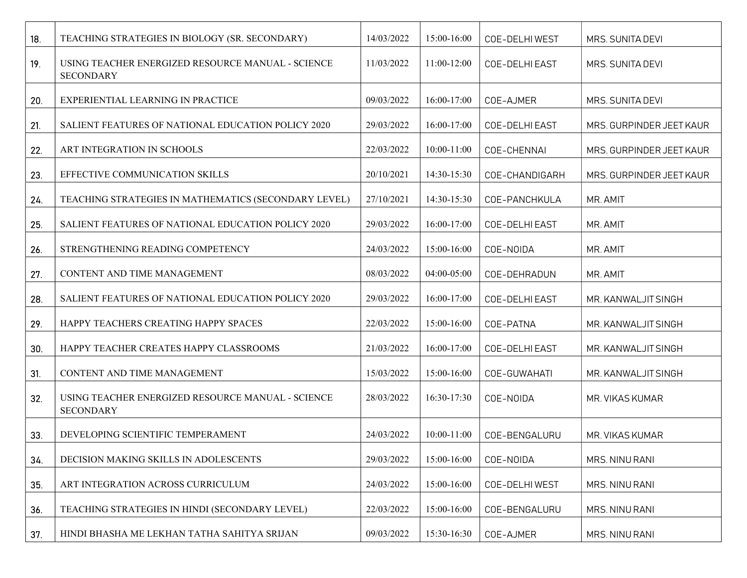| | | | | | |
|---|---|---|---|---|---|
| 18. | TEACHING STRATEGIES IN BIOLOGY (SR. SECONDARY) | 14/03/2022 | 15:00-16:00 | COE-DELHI WEST | MRS. SUNITA DEVI |
| 19. | USING TEACHER ENERGIZED RESOURCE MANUAL - SCIENCE SECONDARY | 11/03/2022 | 11:00-12:00 | COE-DELHI EAST | MRS. SUNITA DEVI |
| 20. | EXPERIENTIAL LEARNING IN PRACTICE | 09/03/2022 | 16:00-17:00 | COE-AJMER | MRS. SUNITA DEVI |
| 21. | SALIENT FEATURES OF NATIONAL EDUCATION POLICY 2020 | 29/03/2022 | 16:00-17:00 | COE-DELHI EAST | MRS. GURPINDER JEET KAUR |
| 22. | ART INTEGRATION IN SCHOOLS | 22/03/2022 | 10:00-11:00 | COE-CHENNAI | MRS. GURPINDER JEET KAUR |
| 23. | EFFECTIVE COMMUNICATION SKILLS | 20/10/2021 | 14:30-15:30 | COE-CHANDIGARH | MRS. GURPINDER JEET KAUR |
| 24. | TEACHING STRATEGIES IN MATHEMATICS (SECONDARY LEVEL) | 27/10/2021 | 14:30-15:30 | COE-PANCHKULA | MR. AMIT |
| 25. | SALIENT FEATURES OF NATIONAL EDUCATION POLICY 2020 | 29/03/2022 | 16:00-17:00 | COE-DELHI EAST | MR. AMIT |
| 26. | STRENGTHENING READING COMPETENCY | 24/03/2022 | 15:00-16:00 | COE-NOIDA | MR. AMIT |
| 27. | CONTENT AND TIME MANAGEMENT | 08/03/2022 | 04:00-05:00 | COE-DEHRADUN | MR. AMIT |
| 28. | SALIENT FEATURES OF NATIONAL EDUCATION POLICY 2020 | 29/03/2022 | 16:00-17:00 | COE-DELHI EAST | MR. KANWALJIT SINGH |
| 29. | HAPPY TEACHERS CREATING HAPPY SPACES | 22/03/2022 | 15:00-16:00 | COE-PATNA | MR. KANWALJIT SINGH |
| 30. | HAPPY TEACHER CREATES HAPPY CLASSROOMS | 21/03/2022 | 16:00-17:00 | COE-DELHI EAST | MR. KANWALJIT SINGH |
| 31. | CONTENT AND TIME MANAGEMENT | 15/03/2022 | 15:00-16:00 | COE-GUWAHATI | MR. KANWALJIT SINGH |
| 32. | USING TEACHER ENERGIZED RESOURCE MANUAL - SCIENCE SECONDARY | 28/03/2022 | 16:30-17:30 | COE-NOIDA | MR. VIKAS KUMAR |
| 33. | DEVELOPING SCIENTIFIC TEMPERAMENT | 24/03/2022 | 10:00-11:00 | COE-BENGALURU | MR. VIKAS KUMAR |
| 34. | DECISION MAKING SKILLS IN ADOLESCENTS | 29/03/2022 | 15:00-16:00 | COE-NOIDA | MRS. NINU RANI |
| 35. | ART INTEGRATION ACROSS CURRICULUM | 24/03/2022 | 15:00-16:00 | COE-DELHI WEST | MRS. NINU RANI |
| 36. | TEACHING STRATEGIES IN HINDI (SECONDARY LEVEL) | 22/03/2022 | 15:00-16:00 | COE-BENGALURU | MRS. NINU RANI |
| 37. | HINDI BHASHA ME LEKHAN TATHA SAHITYA SRIJAN | 09/03/2022 | 15:30-16:30 | COE-AJMER | MRS. NINU RANI |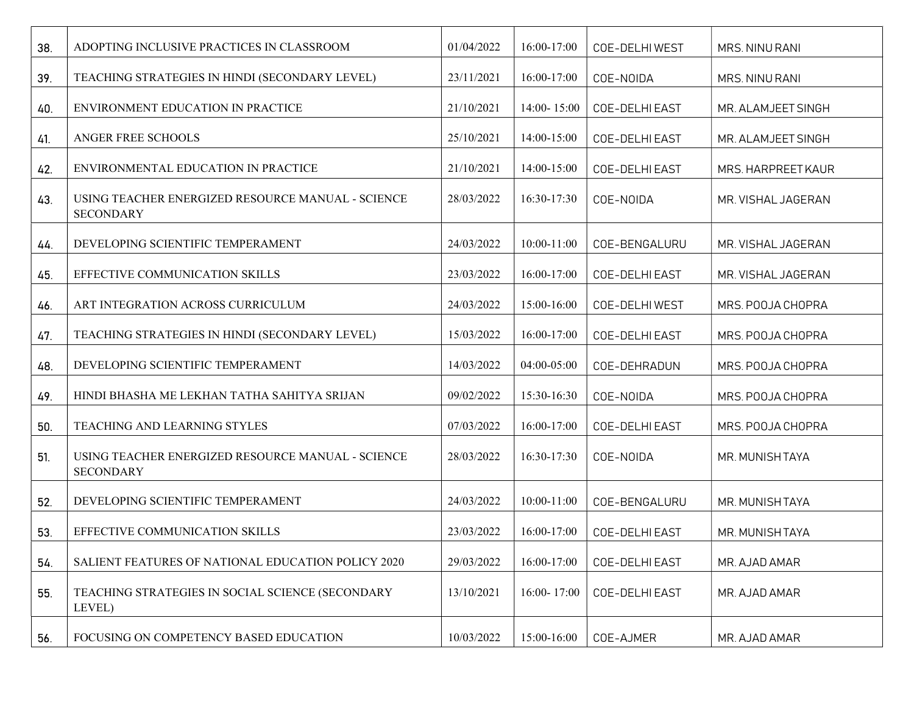| 38. | ADOPTING INCLUSIVE PRACTICES IN CLASSROOM | 01/04/2022 | 16:00-17:00 | COE-DELHI WEST | MRS. NINU RANI |
|---|---|---|---|---|---|
| 39. | TEACHING STRATEGIES IN HINDI (SECONDARY LEVEL) | 23/11/2021 | 16:00-17:00 | COE-NOIDA | MRS. NINU RANI |
| 40. | ENVIRONMENT EDUCATION IN PRACTICE | 21/10/2021 | 14:00- 15:00 | COE-DELHI EAST | MR. ALAMJEET SINGH |
| 41. | ANGER FREE SCHOOLS | 25/10/2021 | 14:00-15:00 | COE-DELHI EAST | MR. ALAMJEET SINGH |
| 42. | ENVIRONMENTAL EDUCATION IN PRACTICE | 21/10/2021 | 14:00-15:00 | COE-DELHI EAST | MRS. HARPREET KAUR |
| 43. | USING TEACHER ENERGIZED RESOURCE MANUAL - SCIENCE SECONDARY | 28/03/2022 | 16:30-17:30 | COE-NOIDA | MR. VISHAL JAGERAN |
| 44. | DEVELOPING SCIENTIFIC TEMPERAMENT | 24/03/2022 | 10:00-11:00 | COE-BENGALURU | MR. VISHAL JAGERAN |
| 45. | EFFECTIVE COMMUNICATION SKILLS | 23/03/2022 | 16:00-17:00 | COE-DELHI EAST | MR. VISHAL JAGERAN |
| 46. | ART INTEGRATION ACROSS CURRICULUM | 24/03/2022 | 15:00-16:00 | COE-DELHI WEST | MRS. POOJA CHOPRA |
| 47. | TEACHING STRATEGIES IN HINDI (SECONDARY LEVEL) | 15/03/2022 | 16:00-17:00 | COE-DELHI EAST | MRS. POOJA CHOPRA |
| 48. | DEVELOPING SCIENTIFIC TEMPERAMENT | 14/03/2022 | 04:00-05:00 | COE-DEHRADUN | MRS. POOJA CHOPRA |
| 49. | HINDI BHASHA ME LEKHAN TATHA SAHITYA SRIJAN | 09/02/2022 | 15:30-16:30 | COE-NOIDA | MRS. POOJA CHOPRA |
| 50. | TEACHING AND LEARNING STYLES | 07/03/2022 | 16:00-17:00 | COE-DELHI EAST | MRS. POOJA CHOPRA |
| 51. | USING TEACHER ENERGIZED RESOURCE MANUAL - SCIENCE SECONDARY | 28/03/2022 | 16:30-17:30 | COE-NOIDA | MR. MUNISH TAYA |
| 52. | DEVELOPING SCIENTIFIC TEMPERAMENT | 24/03/2022 | 10:00-11:00 | COE-BENGALURU | MR. MUNISH TAYA |
| 53. | EFFECTIVE COMMUNICATION SKILLS | 23/03/2022 | 16:00-17:00 | COE-DELHI EAST | MR. MUNISH TAYA |
| 54. | SALIENT FEATURES OF NATIONAL EDUCATION POLICY 2020 | 29/03/2022 | 16:00-17:00 | COE-DELHI EAST | MR. AJAD AMAR |
| 55. | TEACHING STRATEGIES IN SOCIAL SCIENCE (SECONDARY LEVEL) | 13/10/2021 | 16:00- 17:00 | COE-DELHI EAST | MR. AJAD AMAR |
| 56. | FOCUSING ON COMPETENCY BASED EDUCATION | 10/03/2022 | 15:00-16:00 | COE-AJMER | MR. AJAD AMAR |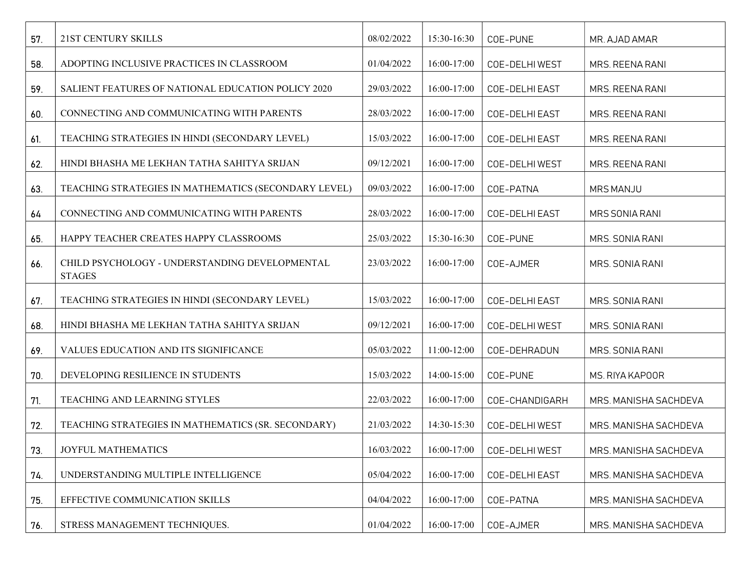| | | | | | |
|---|---|---|---|---|---|
| 57. | 21ST CENTURY SKILLS | 08/02/2022 | 15:30-16:30 | COE-PUNE | MR. AJAD AMAR |
| 58. | ADOPTING INCLUSIVE PRACTICES IN CLASSROOM | 01/04/2022 | 16:00-17:00 | COE-DELHI WEST | MRS. REENA RANI |
| 59. | SALIENT FEATURES OF NATIONAL EDUCATION POLICY 2020 | 29/03/2022 | 16:00-17:00 | COE-DELHI EAST | MRS. REENA RANI |
| 60. | CONNECTING AND COMMUNICATING WITH PARENTS | 28/03/2022 | 16:00-17:00 | COE-DELHI EAST | MRS. REENA RANI |
| 61. | TEACHING STRATEGIES IN HINDI (SECONDARY LEVEL) | 15/03/2022 | 16:00-17:00 | COE-DELHI EAST | MRS. REENA RANI |
| 62. | HINDI BHASHA ME LEKHAN TATHA SAHITYA SRIJAN | 09/12/2021 | 16:00-17:00 | COE-DELHI WEST | MRS. REENA RANI |
| 63. | TEACHING STRATEGIES IN MATHEMATICS (SECONDARY LEVEL) | 09/03/2022 | 16:00-17:00 | COE-PATNA | MRS MANJU |
| 64 | CONNECTING AND COMMUNICATING WITH PARENTS | 28/03/2022 | 16:00-17:00 | COE-DELHI EAST | MRS SONIA RANI |
| 65. | HAPPY TEACHER CREATES HAPPY CLASSROOMS | 25/03/2022 | 15:30-16:30 | COE-PUNE | MRS. SONIA RANI |
| 66. | CHILD PSYCHOLOGY - UNDERSTANDING DEVELOPMENTAL STAGES | 23/03/2022 | 16:00-17:00 | COE-AJMER | MRS. SONIA RANI |
| 67. | TEACHING STRATEGIES IN HINDI (SECONDARY LEVEL) | 15/03/2022 | 16:00-17:00 | COE-DELHI EAST | MRS. SONIA RANI |
| 68. | HINDI BHASHA ME LEKHAN TATHA SAHITYA SRIJAN | 09/12/2021 | 16:00-17:00 | COE-DELHI WEST | MRS. SONIA RANI |
| 69. | VALUES EDUCATION AND ITS SIGNIFICANCE | 05/03/2022 | 11:00-12:00 | COE-DEHRADUN | MRS. SONIA RANI |
| 70. | DEVELOPING RESILIENCE IN STUDENTS | 15/03/2022 | 14:00-15:00 | COE-PUNE | MS. RIYA KAPOOR |
| 71. | TEACHING AND LEARNING STYLES | 22/03/2022 | 16:00-17:00 | COE-CHANDIGARH | MRS. MANISHA SACHDEVA |
| 72. | TEACHING STRATEGIES IN MATHEMATICS (SR. SECONDARY) | 21/03/2022 | 14:30-15:30 | COE-DELHI WEST | MRS. MANISHA SACHDEVA |
| 73. | JOYFUL MATHEMATICS | 16/03/2022 | 16:00-17:00 | COE-DELHI WEST | MRS. MANISHA SACHDEVA |
| 74. | UNDERSTANDING MULTIPLE INTELLIGENCE | 05/04/2022 | 16:00-17:00 | COE-DELHI EAST | MRS. MANISHA SACHDEVA |
| 75. | EFFECTIVE COMMUNICATION SKILLS | 04/04/2022 | 16:00-17:00 | COE-PATNA | MRS. MANISHA SACHDEVA |
| 76. | STRESS MANAGEMENT TECHNIQUES. | 01/04/2022 | 16:00-17:00 | COE-AJMER | MRS. MANISHA SACHDEVA |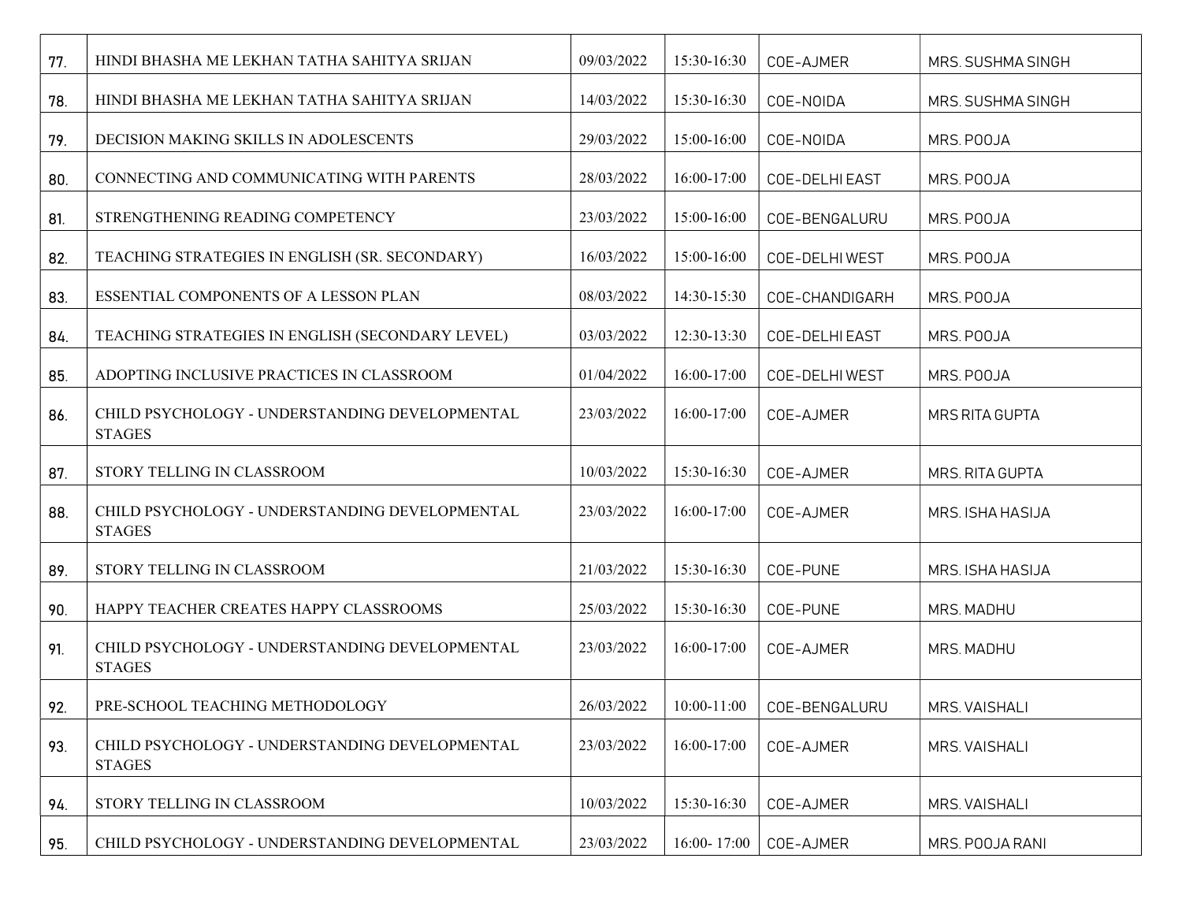| | | | | | |
|---|---|---|---|---|---|
| 77. | HINDI BHASHA ME LEKHAN TATHA SAHITYA SRIJAN | 09/03/2022 | 15:30-16:30 | COE-AJMER | MRS. SUSHMA SINGH |
| 78. | HINDI BHASHA ME LEKHAN TATHA SAHITYA SRIJAN | 14/03/2022 | 15:30-16:30 | COE-NOIDA | MRS. SUSHMA SINGH |
| 79. | DECISION MAKING SKILLS IN ADOLESCENTS | 29/03/2022 | 15:00-16:00 | COE-NOIDA | MRS. POOJA |
| 80. | CONNECTING AND COMMUNICATING WITH PARENTS | 28/03/2022 | 16:00-17:00 | COE-DELHI EAST | MRS. POOJA |
| 81. | STRENGTHENING READING COMPETENCY | 23/03/2022 | 15:00-16:00 | COE-BENGALURU | MRS. POOJA |
| 82. | TEACHING STRATEGIES IN ENGLISH (SR. SECONDARY) | 16/03/2022 | 15:00-16:00 | COE-DELHI WEST | MRS. POOJA |
| 83. | ESSENTIAL COMPONENTS OF A LESSON PLAN | 08/03/2022 | 14:30-15:30 | COE-CHANDIGARH | MRS. POOJA |
| 84. | TEACHING STRATEGIES IN ENGLISH (SECONDARY LEVEL) | 03/03/2022 | 12:30-13:30 | COE-DELHI EAST | MRS. POOJA |
| 85. | ADOPTING INCLUSIVE PRACTICES IN CLASSROOM | 01/04/2022 | 16:00-17:00 | COE-DELHI WEST | MRS. POOJA |
| 86. | CHILD PSYCHOLOGY - UNDERSTANDING DEVELOPMENTAL STAGES | 23/03/2022 | 16:00-17:00 | COE-AJMER | MRS RITA GUPTA |
| 87. | STORY TELLING IN CLASSROOM | 10/03/2022 | 15:30-16:30 | COE-AJMER | MRS. RITA GUPTA |
| 88. | CHILD PSYCHOLOGY - UNDERSTANDING DEVELOPMENTAL STAGES | 23/03/2022 | 16:00-17:00 | COE-AJMER | MRS. ISHA HASIJA |
| 89. | STORY TELLING IN CLASSROOM | 21/03/2022 | 15:30-16:30 | COE-PUNE | MRS. ISHA HASIJA |
| 90. | HAPPY TEACHER CREATES HAPPY CLASSROOMS | 25/03/2022 | 15:30-16:30 | COE-PUNE | MRS. MADHU |
| 91. | CHILD PSYCHOLOGY - UNDERSTANDING DEVELOPMENTAL STAGES | 23/03/2022 | 16:00-17:00 | COE-AJMER | MRS. MADHU |
| 92. | PRE-SCHOOL TEACHING METHODOLOGY | 26/03/2022 | 10:00-11:00 | COE-BENGALURU | MRS. VAISHALI |
| 93. | CHILD PSYCHOLOGY - UNDERSTANDING DEVELOPMENTAL STAGES | 23/03/2022 | 16:00-17:00 | COE-AJMER | MRS. VAISHALI |
| 94. | STORY TELLING IN CLASSROOM | 10/03/2022 | 15:30-16:30 | COE-AJMER | MRS. VAISHALI |
| 95. | CHILD PSYCHOLOGY - UNDERSTANDING DEVELOPMENTAL | 23/03/2022 | 16:00- 17:00 | COE-AJMER | MRS. POOJA RANI |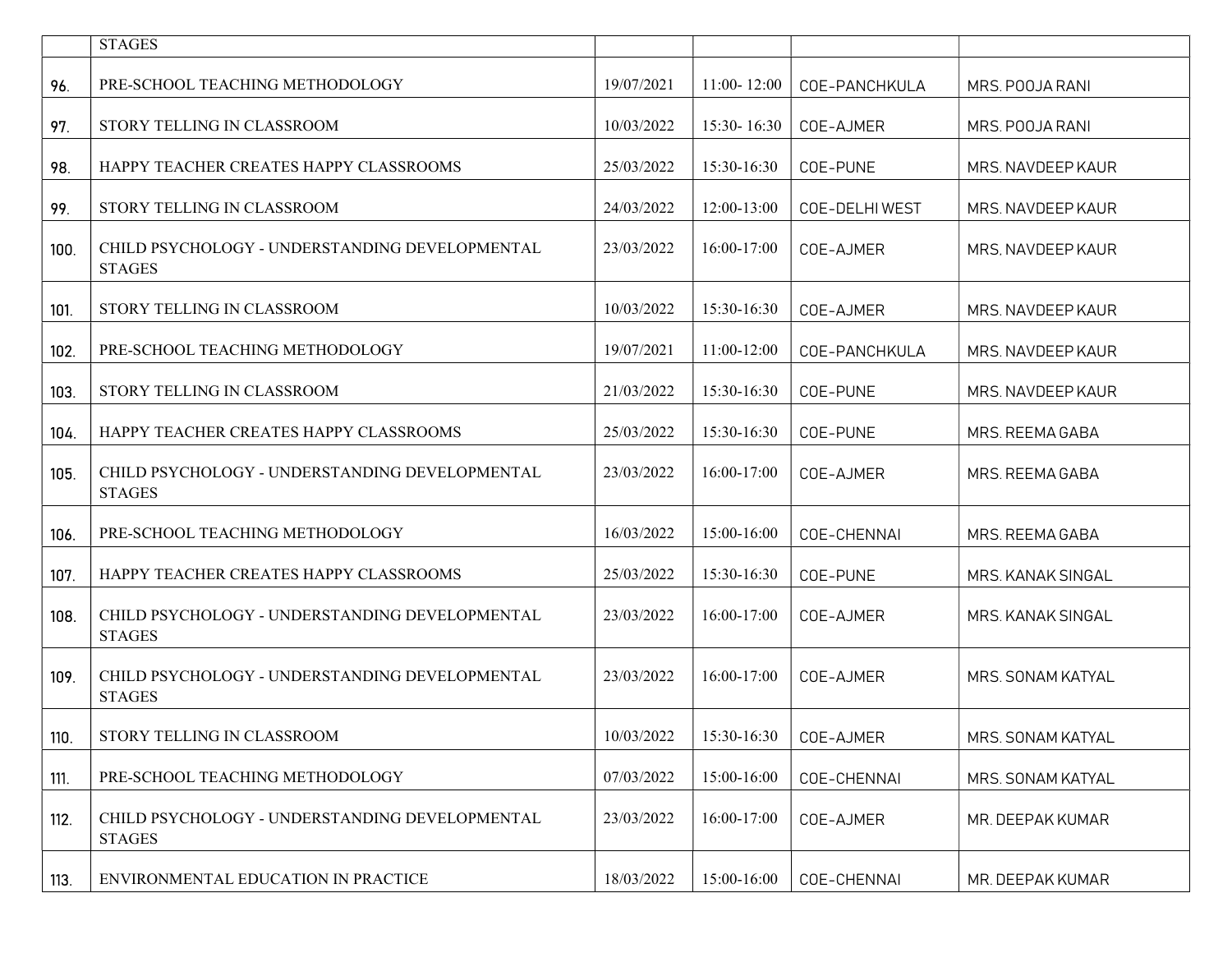| | | | | | |
|---|---|---|---|---|---|
| | STAGES | | | | |
| 96. | PRE-SCHOOL TEACHING METHODOLOGY | 19/07/2021 | 11:00- 12:00 | COE-PANCHKULA | MRS. POOJA RANI |
| 97. | STORY TELLING IN CLASSROOM | 10/03/2022 | 15:30- 16:30 | COE-AJMER | MRS. POOJA RANI |
| 98. | HAPPY TEACHER CREATES HAPPY CLASSROOMS | 25/03/2022 | 15:30-16:30 | COE-PUNE | MRS. NAVDEEP KAUR |
| 99. | STORY TELLING IN CLASSROOM | 24/03/2022 | 12:00-13:00 | COE-DELHI WEST | MRS. NAVDEEP KAUR |
| 100. | CHILD PSYCHOLOGY - UNDERSTANDING DEVELOPMENTAL STAGES | 23/03/2022 | 16:00-17:00 | COE-AJMER | MRS. NAVDEEP KAUR |
| 101. | STORY TELLING IN CLASSROOM | 10/03/2022 | 15:30-16:30 | COE-AJMER | MRS. NAVDEEP KAUR |
| 102. | PRE-SCHOOL TEACHING METHODOLOGY | 19/07/2021 | 11:00-12:00 | COE-PANCHKULA | MRS. NAVDEEP KAUR |
| 103. | STORY TELLING IN CLASSROOM | 21/03/2022 | 15:30-16:30 | COE-PUNE | MRS. NAVDEEP KAUR |
| 104. | HAPPY TEACHER CREATES HAPPY CLASSROOMS | 25/03/2022 | 15:30-16:30 | COE-PUNE | MRS. REEMA GABA |
| 105. | CHILD PSYCHOLOGY - UNDERSTANDING DEVELOPMENTAL STAGES | 23/03/2022 | 16:00-17:00 | COE-AJMER | MRS. REEMA GABA |
| 106. | PRE-SCHOOL TEACHING METHODOLOGY | 16/03/2022 | 15:00-16:00 | COE-CHENNAI | MRS. REEMA GABA |
| 107. | HAPPY TEACHER CREATES HAPPY CLASSROOMS | 25/03/2022 | 15:30-16:30 | COE-PUNE | MRS. KANAK SINGAL |
| 108. | CHILD PSYCHOLOGY - UNDERSTANDING DEVELOPMENTAL STAGES | 23/03/2022 | 16:00-17:00 | COE-AJMER | MRS. KANAK SINGAL |
| 109. | CHILD PSYCHOLOGY - UNDERSTANDING DEVELOPMENTAL STAGES | 23/03/2022 | 16:00-17:00 | COE-AJMER | MRS. SONAM KATYAL |
| 110. | STORY TELLING IN CLASSROOM | 10/03/2022 | 15:30-16:30 | COE-AJMER | MRS. SONAM KATYAL |
| 111. | PRE-SCHOOL TEACHING METHODOLOGY | 07/03/2022 | 15:00-16:00 | COE-CHENNAI | MRS. SONAM KATYAL |
| 112. | CHILD PSYCHOLOGY - UNDERSTANDING DEVELOPMENTAL STAGES | 23/03/2022 | 16:00-17:00 | COE-AJMER | MR. DEEPAK KUMAR |
| 113. | ENVIRONMENTAL EDUCATION IN PRACTICE | 18/03/2022 | 15:00-16:00 | COE-CHENNAI | MR. DEEPAK KUMAR |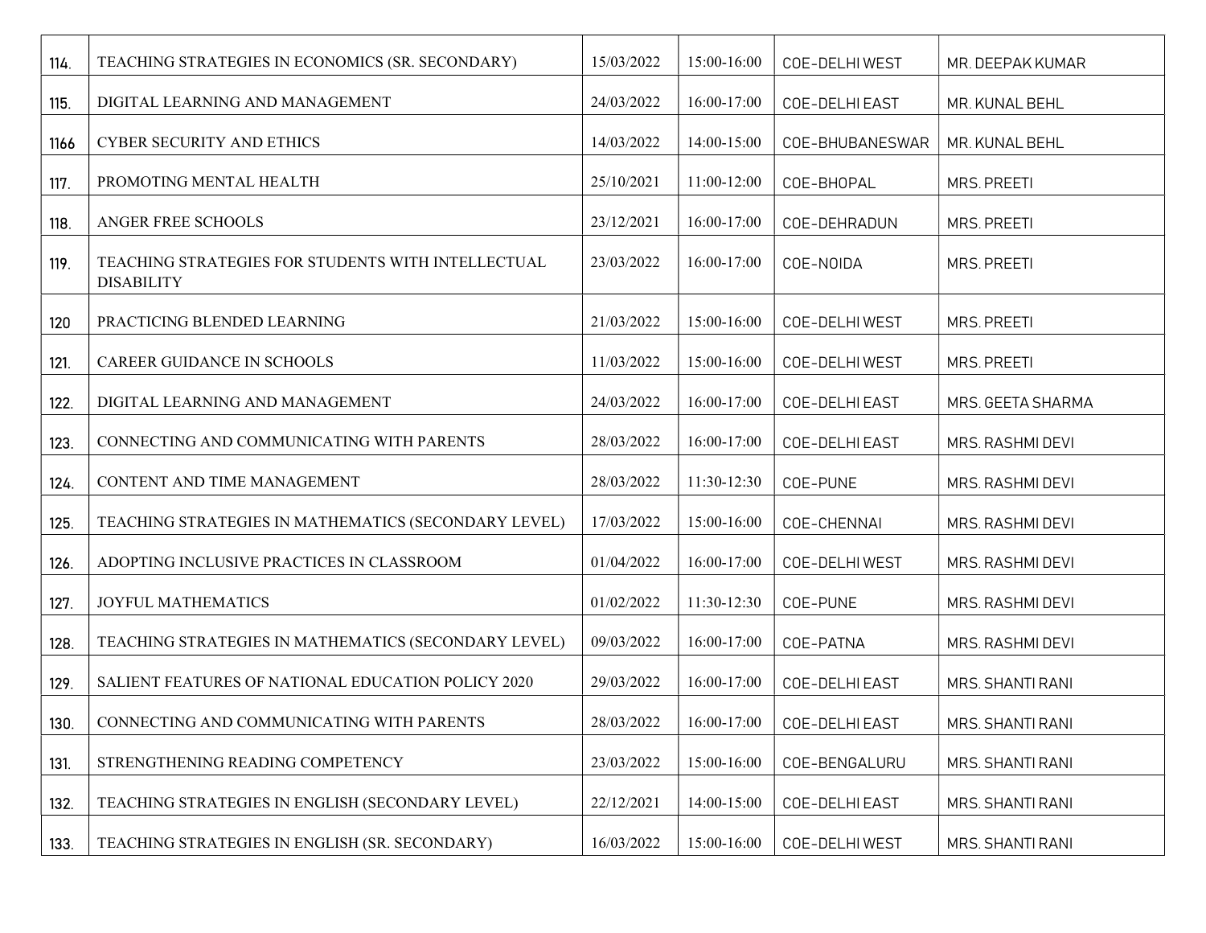| 114. | TEACHING STRATEGIES IN ECONOMICS (SR. SECONDARY) | 15/03/2022 | 15:00-16:00 | COE-DELHI WEST | MR. DEEPAK KUMAR |
|---|---|---|---|---|---|
| 115. | DIGITAL LEARNING AND MANAGEMENT | 24/03/2022 | 16:00-17:00 | COE-DELHI EAST | MR. KUNAL BEHL |
| 1166 | CYBER SECURITY AND ETHICS | 14/03/2022 | 14:00-15:00 | COE-BHUBANESWAR | MR. KUNAL BEHL |
| 117. | PROMOTING MENTAL HEALTH | 25/10/2021 | 11:00-12:00 | COE-BHOPAL | MRS. PREETI |
| 118. | ANGER FREE SCHOOLS | 23/12/2021 | 16:00-17:00 | COE-DEHRADUN | MRS. PREETI |
| 119. | TEACHING STRATEGIES FOR STUDENTS WITH INTELLECTUAL DISABILITY | 23/03/2022 | 16:00-17:00 | COE-NOIDA | MRS. PREETI |
| 120 | PRACTICING BLENDED LEARNING | 21/03/2022 | 15:00-16:00 | COE-DELHI WEST | MRS. PREETI |
| 121. | CAREER GUIDANCE IN SCHOOLS | 11/03/2022 | 15:00-16:00 | COE-DELHI WEST | MRS. PREETI |
| 122. | DIGITAL LEARNING AND MANAGEMENT | 24/03/2022 | 16:00-17:00 | COE-DELHI EAST | MRS. GEETA SHARMA |
| 123. | CONNECTING AND COMMUNICATING WITH PARENTS | 28/03/2022 | 16:00-17:00 | COE-DELHI EAST | MRS. RASHMI DEVI |
| 124. | CONTENT AND TIME MANAGEMENT | 28/03/2022 | 11:30-12:30 | COE-PUNE | MRS. RASHMI DEVI |
| 125. | TEACHING STRATEGIES IN MATHEMATICS (SECONDARY LEVEL) | 17/03/2022 | 15:00-16:00 | COE-CHENNAI | MRS. RASHMI DEVI |
| 126. | ADOPTING INCLUSIVE PRACTICES IN CLASSROOM | 01/04/2022 | 16:00-17:00 | COE-DELHI WEST | MRS. RASHMI DEVI |
| 127. | JOYFUL MATHEMATICS | 01/02/2022 | 11:30-12:30 | COE-PUNE | MRS. RASHMI DEVI |
| 128. | TEACHING STRATEGIES IN MATHEMATICS (SECONDARY LEVEL) | 09/03/2022 | 16:00-17:00 | COE-PATNA | MRS. RASHMI DEVI |
| 129. | SALIENT FEATURES OF NATIONAL EDUCATION POLICY 2020 | 29/03/2022 | 16:00-17:00 | COE-DELHI EAST | MRS. SHANTI RANI |
| 130. | CONNECTING AND COMMUNICATING WITH PARENTS | 28/03/2022 | 16:00-17:00 | COE-DELHI EAST | MRS. SHANTI RANI |
| 131. | STRENGTHENING READING COMPETENCY | 23/03/2022 | 15:00-16:00 | COE-BENGALURU | MRS. SHANTI RANI |
| 132. | TEACHING STRATEGIES IN ENGLISH (SECONDARY LEVEL) | 22/12/2021 | 14:00-15:00 | COE-DELHI EAST | MRS. SHANTI RANI |
| 133. | TEACHING STRATEGIES IN ENGLISH (SR. SECONDARY) | 16/03/2022 | 15:00-16:00 | COE-DELHI WEST | MRS. SHANTI RANI |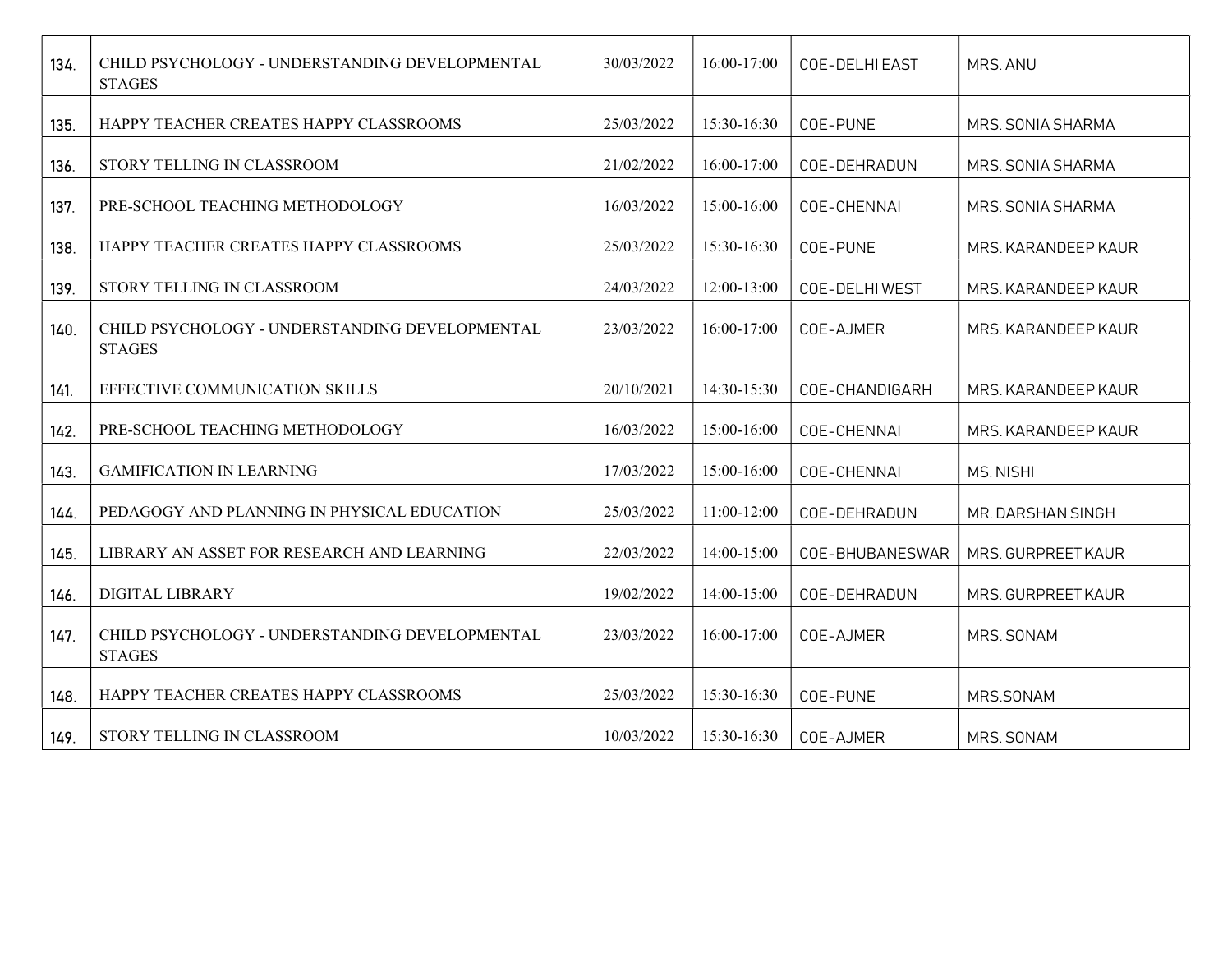| | | | | | |
|---|---|---|---|---|---|
| 134. | CHILD PSYCHOLOGY - UNDERSTANDING DEVELOPMENTAL STAGES | 30/03/2022 | 16:00-17:00 | COE-DELHI EAST | MRS. ANU |
| 135. | HAPPY TEACHER CREATES HAPPY CLASSROOMS | 25/03/2022 | 15:30-16:30 | COE-PUNE | MRS. SONIA SHARMA |
| 136. | STORY TELLING IN CLASSROOM | 21/02/2022 | 16:00-17:00 | COE-DEHRADUN | MRS. SONIA SHARMA |
| 137. | PRE-SCHOOL TEACHING METHODOLOGY | 16/03/2022 | 15:00-16:00 | COE-CHENNAI | MRS. SONIA SHARMA |
| 138. | HAPPY TEACHER CREATES HAPPY CLASSROOMS | 25/03/2022 | 15:30-16:30 | COE-PUNE | MRS. KARANDEEP KAUR |
| 139. | STORY TELLING IN CLASSROOM | 24/03/2022 | 12:00-13:00 | COE-DELHI WEST | MRS. KARANDEEP KAUR |
| 140. | CHILD PSYCHOLOGY - UNDERSTANDING DEVELOPMENTAL STAGES | 23/03/2022 | 16:00-17:00 | COE-AJMER | MRS. KARANDEEP KAUR |
| 141. | EFFECTIVE COMMUNICATION SKILLS | 20/10/2021 | 14:30-15:30 | COE-CHANDIGARH | MRS. KARANDEEP KAUR |
| 142. | PRE-SCHOOL TEACHING METHODOLOGY | 16/03/2022 | 15:00-16:00 | COE-CHENNAI | MRS. KARANDEEP KAUR |
| 143. | GAMIFICATION IN LEARNING | 17/03/2022 | 15:00-16:00 | COE-CHENNAI | MS. NISHI |
| 144. | PEDAGOGY AND PLANNING IN PHYSICAL EDUCATION | 25/03/2022 | 11:00-12:00 | COE-DEHRADUN | MR. DARSHAN SINGH |
| 145. | LIBRARY AN ASSET FOR RESEARCH AND LEARNING | 22/03/2022 | 14:00-15:00 | COE-BHUBANESWAR | MRS. GURPREET KAUR |
| 146. | DIGITAL LIBRARY | 19/02/2022 | 14:00-15:00 | COE-DEHRADUN | MRS. GURPREET KAUR |
| 147. | CHILD PSYCHOLOGY - UNDERSTANDING DEVELOPMENTAL STAGES | 23/03/2022 | 16:00-17:00 | COE-AJMER | MRS. SONAM |
| 148. | HAPPY TEACHER CREATES HAPPY CLASSROOMS | 25/03/2022 | 15:30-16:30 | COE-PUNE | MRS.SONAM |
| 149. | STORY TELLING IN CLASSROOM | 10/03/2022 | 15:30-16:30 | COE-AJMER | MRS. SONAM |